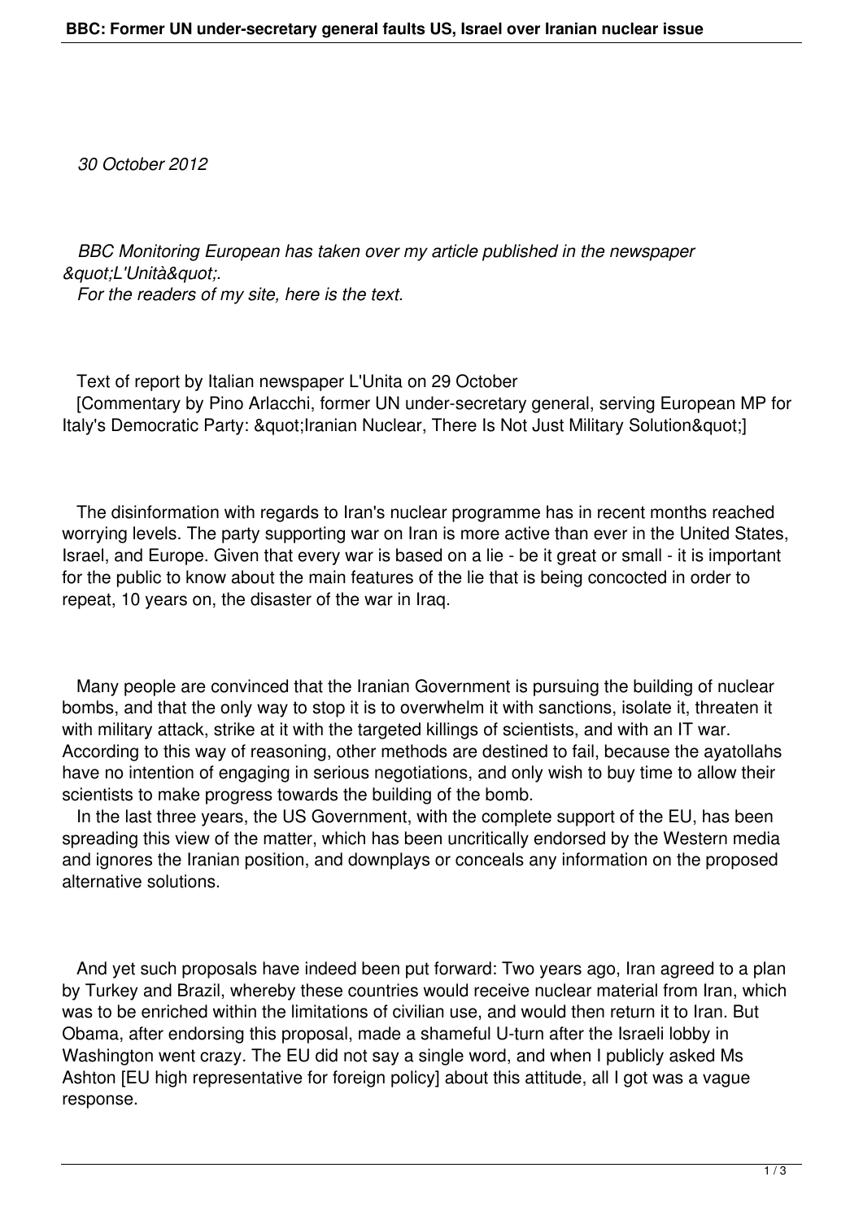*30 October 2012*

*BBC Monitoring European has taken over my article published in the newspaper &quot;L'Unità&quot;.*
*For the readers of my site, here is the text.*

Text of report by Italian newspaper L'Unita on 29 October
[Commentary by Pino Arlacchi, former UN under-secretary general, serving European MP for Italy's Democratic Party: &quot;Iranian Nuclear, There Is Not Just Military Solution&quot;]

The disinformation with regards to Iran's nuclear programme has in recent months reached worrying levels. The party supporting war on Iran is more active than ever in the United States, Israel, and Europe. Given that every war is based on a lie - be it great or small - it is important for the public to know about the main features of the lie that is being concocted in order to repeat, 10 years on, the disaster of the war in Iraq.

Many people are convinced that the Iranian Government is pursuing the building of nuclear bombs, and that the only way to stop it is to overwhelm it with sanctions, isolate it, threaten it with military attack, strike at it with the targeted killings of scientists, and with an IT war. According to this way of reasoning, other methods are destined to fail, because the ayatollahs have no intention of engaging in serious negotiations, and only wish to buy time to allow their scientists to make progress towards the building of the bomb.
In the last three years, the US Government, with the complete support of the EU, has been spreading this view of the matter, which has been uncritically endorsed by the Western media and ignores the Iranian position, and downplays or conceals any information on the proposed alternative solutions.

And yet such proposals have indeed been put forward: Two years ago, Iran agreed to a plan by Turkey and Brazil, whereby these countries would receive nuclear material from Iran, which was to be enriched within the limitations of civilian use, and would then return it to Iran. But Obama, after endorsing this proposal, made a shameful U-turn after the Israeli lobby in Washington went crazy. The EU did not say a single word, and when I publicly asked Ms Ashton [EU high representative for foreign policy] about this attitude, all I got was a vague response.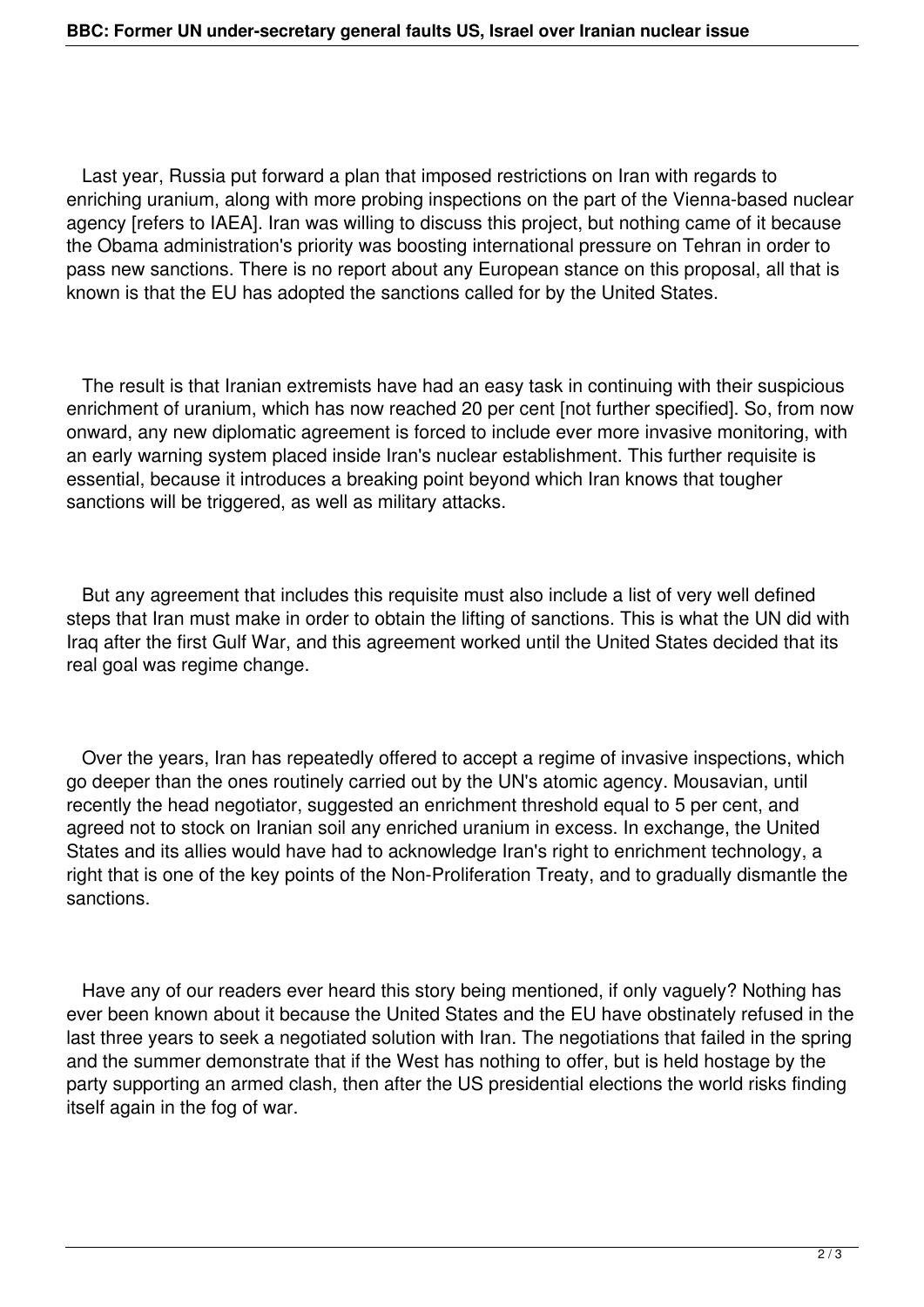Last year, Russia put forward a plan that imposed restrictions on Iran with regards to enriching uranium, along with more probing inspections on the part of the Vienna-based nuclear agency [refers to IAEA]. Iran was willing to discuss this project, but nothing came of it because the Obama administration's priority was boosting international pressure on Tehran in order to pass new sanctions. There is no report about any European stance on this proposal, all that is known is that the EU has adopted the sanctions called for by the United States.

The result is that Iranian extremists have had an easy task in continuing with their suspicious enrichment of uranium, which has now reached 20 per cent [not further specified]. So, from now onward, any new diplomatic agreement is forced to include ever more invasive monitoring, with an early warning system placed inside Iran's nuclear establishment. This further requisite is essential, because it introduces a breaking point beyond which Iran knows that tougher sanctions will be triggered, as well as military attacks.

But any agreement that includes this requisite must also include a list of very well defined steps that Iran must make in order to obtain the lifting of sanctions. This is what the UN did with Iraq after the first Gulf War, and this agreement worked until the United States decided that its real goal was regime change.

Over the years, Iran has repeatedly offered to accept a regime of invasive inspections, which go deeper than the ones routinely carried out by the UN's atomic agency. Mousavian, until recently the head negotiator, suggested an enrichment threshold equal to 5 per cent, and agreed not to stock on Iranian soil any enriched uranium in excess. In exchange, the United States and its allies would have had to acknowledge Iran's right to enrichment technology, a right that is one of the key points of the Non-Proliferation Treaty, and to gradually dismantle the sanctions.

Have any of our readers ever heard this story being mentioned, if only vaguely? Nothing has ever been known about it because the United States and the EU have obstinately refused in the last three years to seek a negotiated solution with Iran. The negotiations that failed in the spring and the summer demonstrate that if the West has nothing to offer, but is held hostage by the party supporting an armed clash, then after the US presidential elections the world risks finding itself again in the fog of war.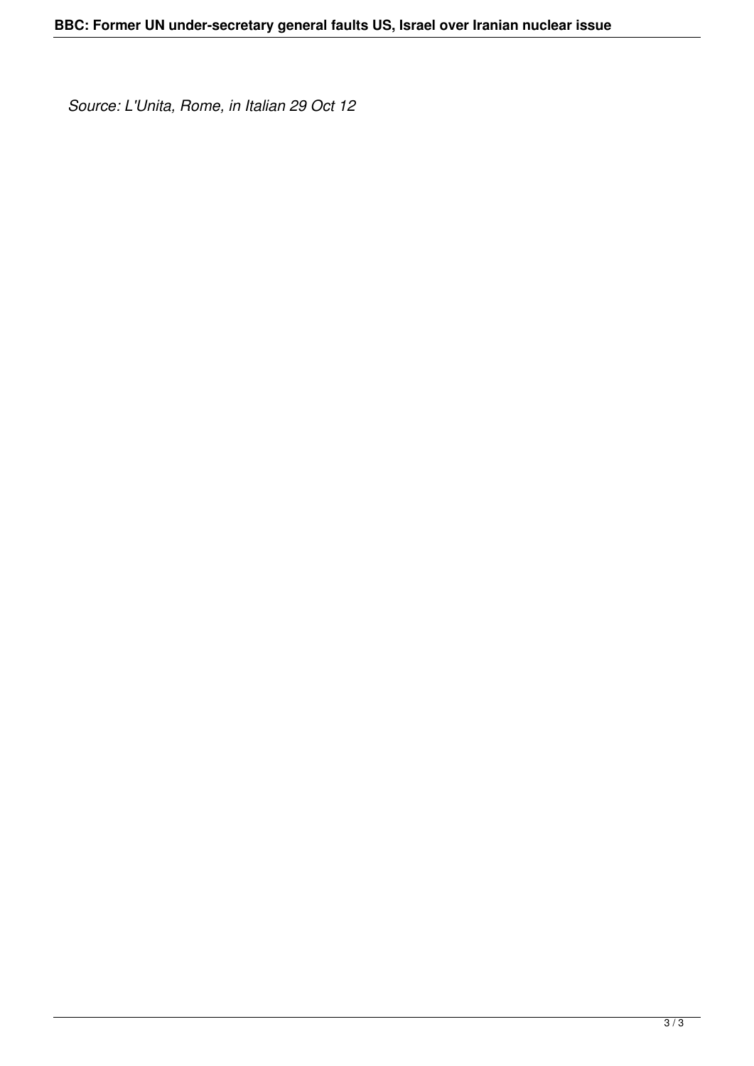*Source: L'Unita, Rome, in Italian 29 Oct 12*